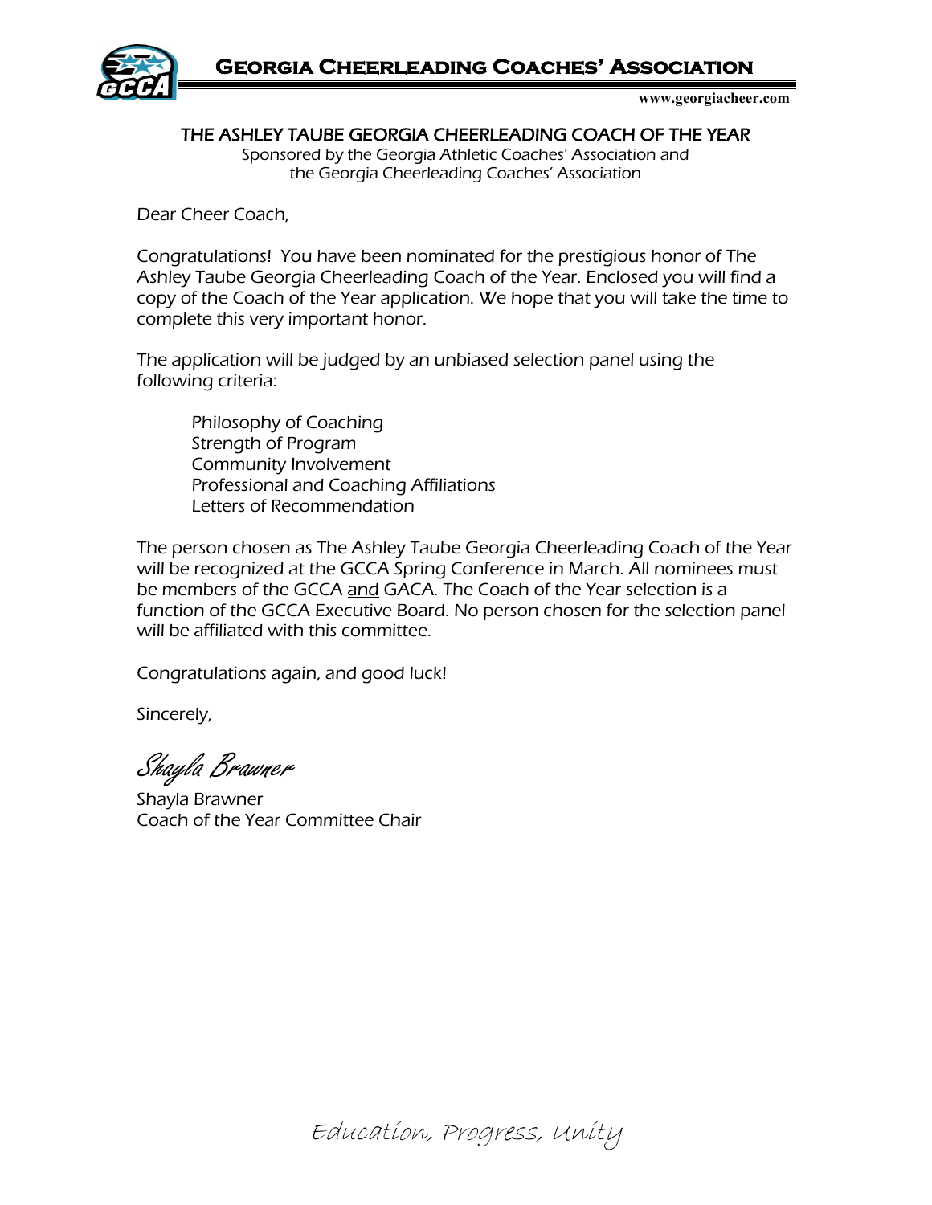# Georgia Cheerleading Coaches' Association

www.georgiacheer.com

## THE ASHLEY TAUBE GEORGIA CHEERLEADING COACH OF THE YEAR

Sponsored by the Georgia Athletic Coaches' Association and
the Georgia Cheerleading Coaches' Association

Dear Cheer Coach,

Congratulations! You have been nominated for the prestigious honor of The Ashley Taube Georgia Cheerleading Coach of the Year. Enclosed you will find a copy of the Coach of the Year application. We hope that you will take the time to complete this very important honor.

The application will be judged by an unbiased selection panel using the following criteria:

- Philosophy of Coaching
- Strength of Program
- Community Involvement
- Professional and Coaching Affiliations
- Letters of Recommendation

The person chosen as The Ashley Taube Georgia Cheerleading Coach of the Year will be recognized at the GCCA Spring Conference in March. All nominees must be members of the GCCA and GACA. The Coach of the Year selection is a function of the GCCA Executive Board. No person chosen for the selection panel will be affiliated with this committee.

Congratulations again, and good luck!

Sincerely,

*Shayla Brawner*

Shayla Brawner
Coach of the Year Committee Chair

Education, Progress, Unity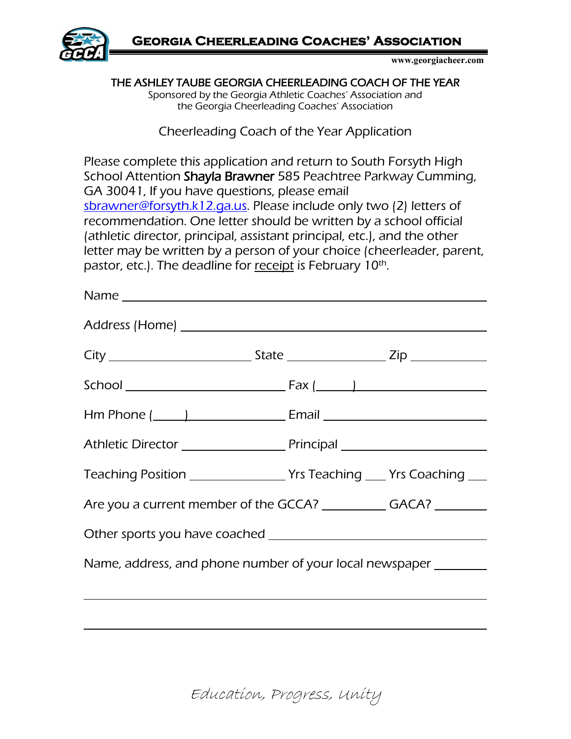# Georgia Cheerleading Coaches' Association

www.georgiacheer.com

## THE ASHLEY TAUBE GEORGIA CHEERLEADING COACH OF THE YEAR

Sponsored by the Georgia Athletic Coaches' Association and the Georgia Cheerleading Coaches' Association

### Cheerleading Coach of the Year Application

Please complete this application and return to South Forsyth High School Attention **Shayla Brawner** 585 Peachtree Parkway Cumming, GA 30041, If you have questions, please email sbrawner@forsyth.k12.ga.us. Please include only two (2) letters of recommendation. One letter should be written by a school official (athletic director, principal, assistant principal, etc.), and the other letter may be written by a person of your choice (cheerleader, parent, pastor, etc.). The deadline for receipt is February 10th.

Name ______________________________________________

Address (Home) ______________________________________

City ____________________ State ______________ Zip __________

School ______________________ Fax (_____)_______________

Hm Phone (_____)_______________ Email ____________________

Athletic Director _______________ Principal _________________

Teaching Position ______________ Yrs Teaching ___ Yrs Coaching ___

Are you a current member of the GCCA? _________ GACA? _______

Other sports you have coached ______________________________

Name, address, and phone number of your local newspaper _______

________________________________________________________

________________________________________________________

*Education, Progress, Unity*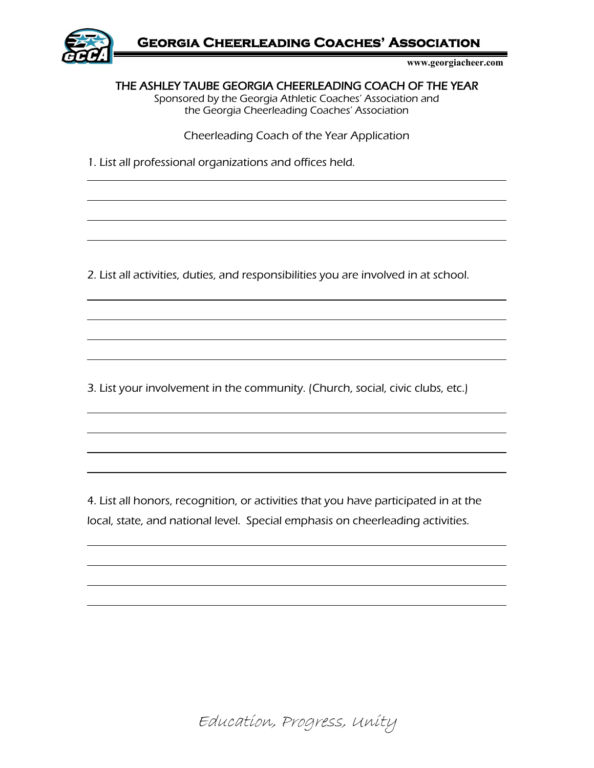# Georgia Cheerleading Coaches' Association

www.georgiacheer.com

## THE ASHLEY TAUBE GEORGIA CHEERLEADING COACH OF THE YEAR

Sponsored by the Georgia Athletic Coaches' Association and
the Georgia Cheerleading Coaches' Association

Cheerleading Coach of the Year Application

1. List all professional organizations and offices held.

______________________________________________________________________

______________________________________________________________________

______________________________________________________________________

______________________________________________________________________

2. List all activities, duties, and responsibilities you are involved in at school.

______________________________________________________________________

______________________________________________________________________

______________________________________________________________________

______________________________________________________________________

3. List your involvement in the community. (Church, social, civic clubs, etc.)

______________________________________________________________________

______________________________________________________________________

______________________________________________________________________

______________________________________________________________________

4. List all honors, recognition, or activities that you have participated in at the local, state, and national level. Special emphasis on cheerleading activities.

______________________________________________________________________

______________________________________________________________________

______________________________________________________________________

______________________________________________________________________

*Education, Progress, Unity*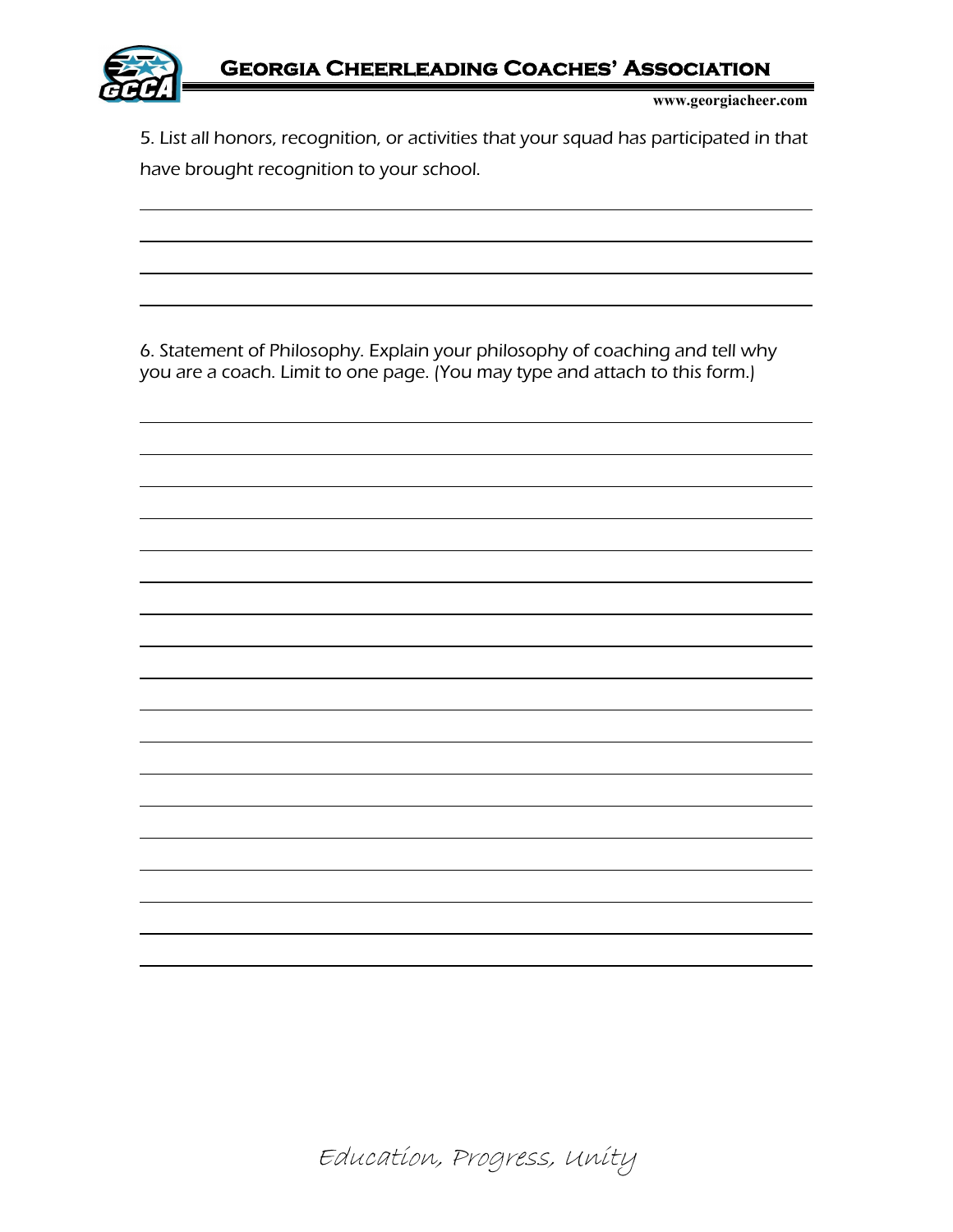5. List all honors, recognition, or activities that your squad has participated in that have brought recognition to your school.

6. Statement of Philosophy. Explain your philosophy of coaching and tell why you are a coach. Limit to one page. (You may type and attach to this form.)

*Education, Progress, Unity*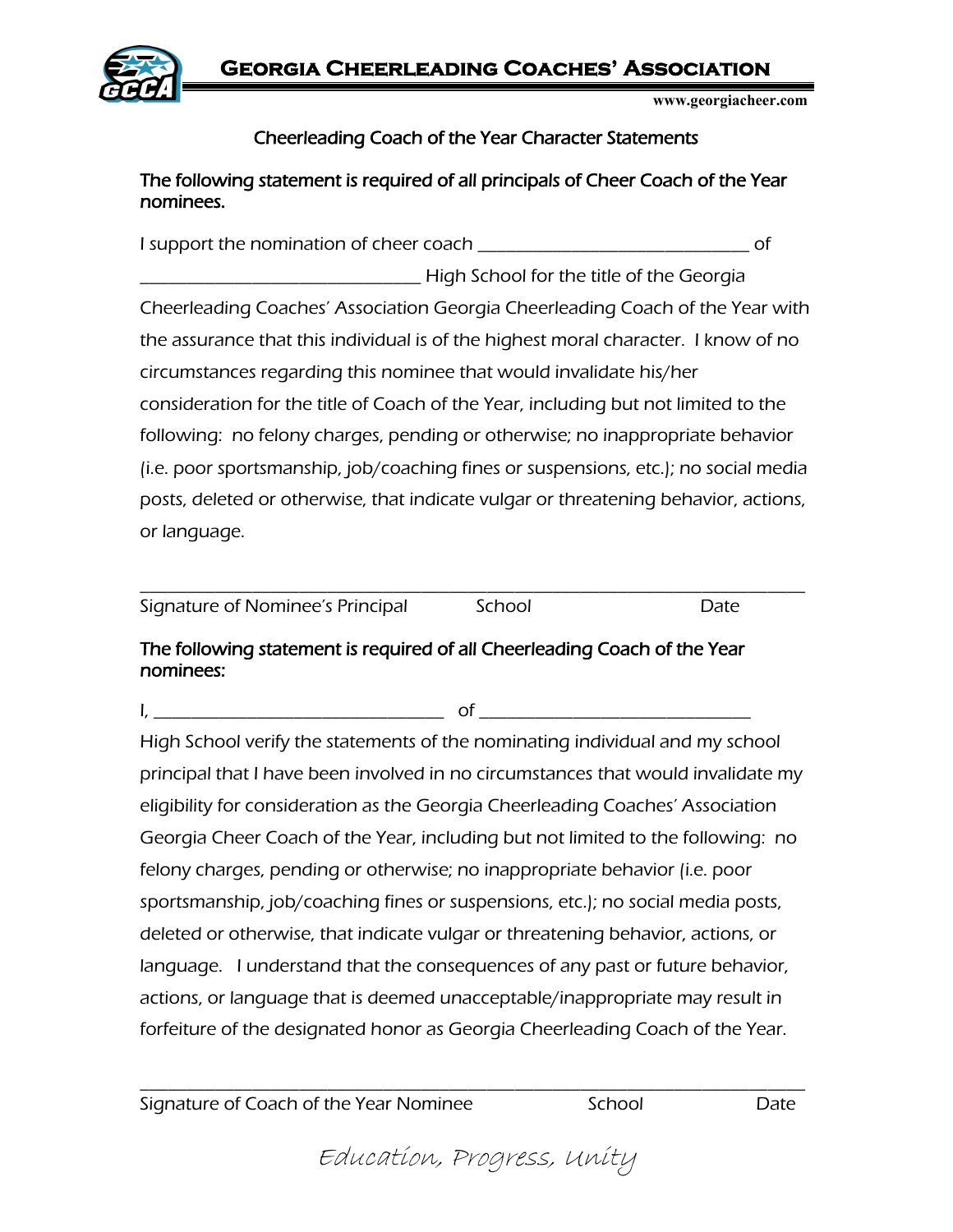# Georgia Cheerleading Coaches' Association

www.georgiacheer.com

## Cheerleading Coach of the Year Character Statements

**The following statement is required of all principals of Cheer Coach of the Year nominees.**

I support the nomination of cheer coach ______________________________ of ______________________________ High School for the title of the Georgia Cheerleading Coaches' Association Georgia Cheerleading Coach of the Year with the assurance that this individual is of the highest moral character. I know of no circumstances regarding this nominee that would invalidate his/her consideration for the title of Coach of the Year, including but not limited to the following: no felony charges, pending or otherwise; no inappropriate behavior (i.e. poor sportsmanship, job/coaching fines or suspensions, etc.); no social media posts, deleted or otherwise, that indicate vulgar or threatening behavior, actions, or language.

______________________________________________________________________________

Signature of Nominee's Principal          School          Date

**The following statement is required of all Cheerleading Coach of the Year nominees:**

I, ________________________________ of ______________________________ High School verify the statements of the nominating individual and my school principal that I have been involved in no circumstances that would invalidate my eligibility for consideration as the Georgia Cheerleading Coaches' Association Georgia Cheer Coach of the Year, including but not limited to the following: no felony charges, pending or otherwise; no inappropriate behavior (i.e. poor sportsmanship, job/coaching fines or suspensions, etc.); no social media posts, deleted or otherwise, that indicate vulgar or threatening behavior, actions, or language. I understand that the consequences of any past or future behavior, actions, or language that is deemed unacceptable/inappropriate may result in forfeiture of the designated honor as Georgia Cheerleading Coach of the Year.

______________________________________________________________________________

Signature of Coach of the Year Nominee          School          Date

*Education, Progress, Unity*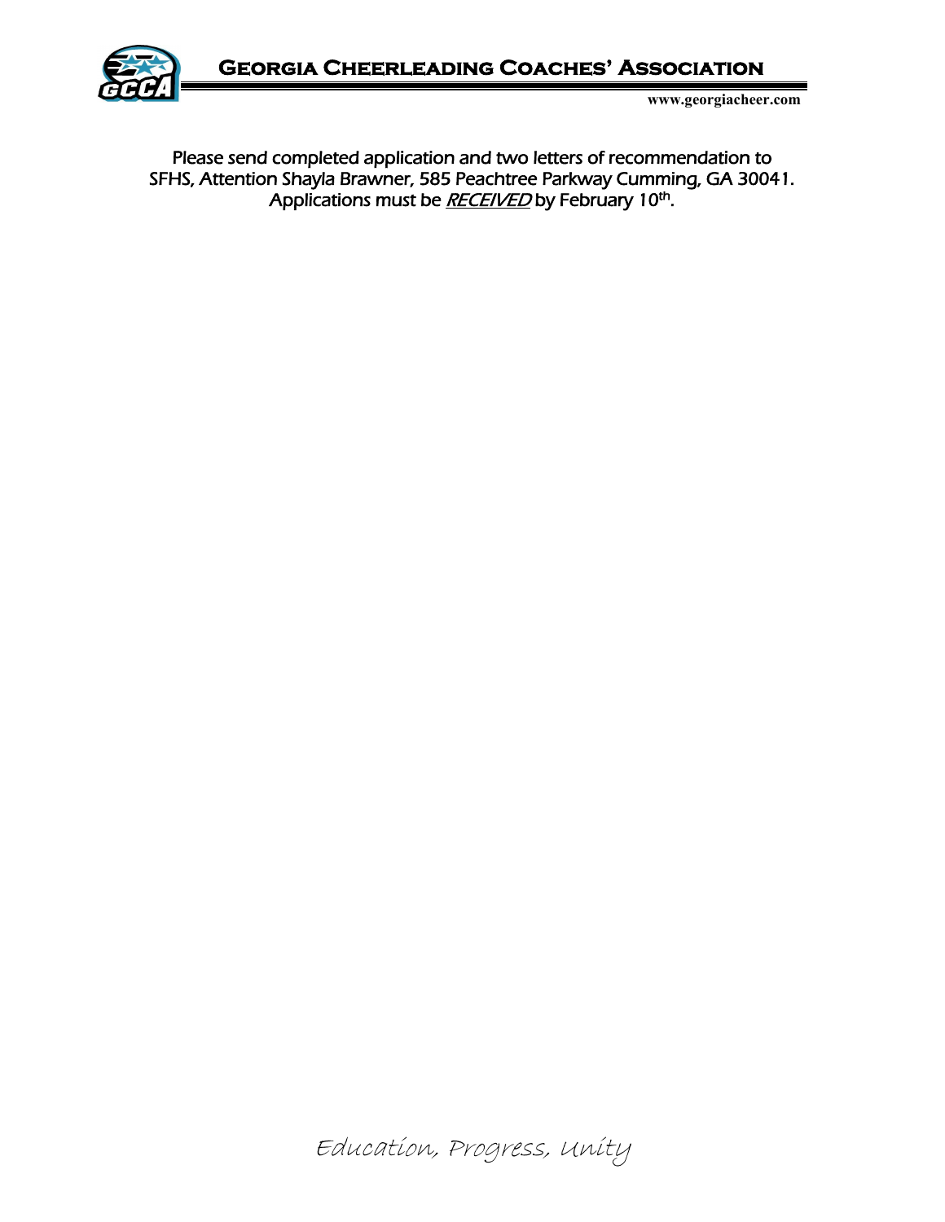Please send completed application and two letters of recommendation to SFHS, Attention Shayla Brawner, 585 Peachtree Parkway Cumming, GA 30041. Applications must be ***RECEIVED*** by February 10th.